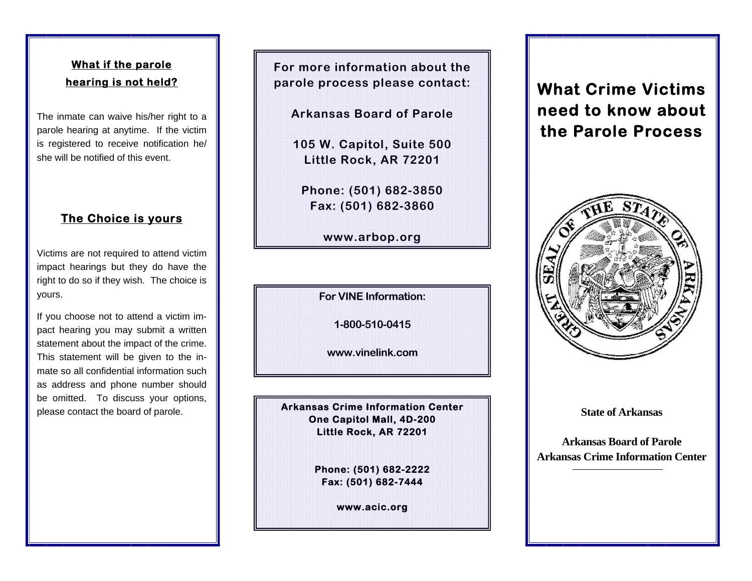## What if the parole hearing is not held?

The inmate can waive his/her right to a parole hearing at anytime. If the victim is registered to receive notification he/she will be notified of this event.

## The Choice is yours

Victims are not required to attend victim impact hearings but they do have the right to do so if they wish. The choice is yours.

If you choose not to attend a victim impact hearing you may submit a written statement about the impact of the crime. This statement will be given to the inmate so all confidential information such as address and phone number should be omitted. To discuss your options, please contact the board of parole.

**For more information about the parole process please contact:**

**Arkansas Board of Parole**

**105 W. Capitol, Suite 500**
**Little Rock, AR 72201**

**Phone: (501) 682-3850**
**Fax: (501) 682-3860**

**www.arbop.org**

**For VINE Information:**

**1-800-510-0415**

**www.vinelink.com**

**Arkansas Crime Information Center**
**One Capitol Mall, 4D-200**
**Little Rock, AR 72201**

**Phone: (501) 682-2222**
**Fax: (501) 682-7444**

**www.acic.org**

# What Crime Victims need to know about the Parole Process

**State of Arkansas**

**Arkansas Board of Parole**
**Arkansas Crime Information Center**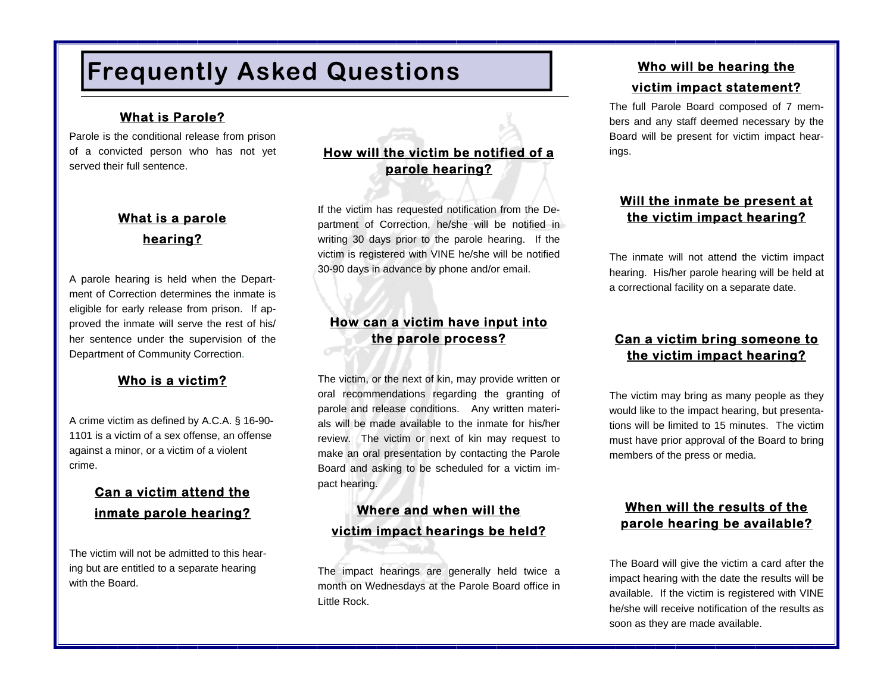# Frequently Asked Questions

### What is Parole?

Parole is the conditional release from prison of a convicted person who has not yet served their full sentence.

### What is a parole hearing?

A parole hearing is held when the Department of Correction determines the inmate is eligible for early release from prison. If approved the inmate will serve the rest of his/her sentence under the supervision of the Department of Community Correction.

### Who is a victim?

A crime victim as defined by A.C.A. § 16-90-1101 is a victim of a sex offense, an offense against a minor, or a victim of a violent crime.

### Can a victim attend the inmate parole hearing?

The victim will not be admitted to this hearing but are entitled to a separate hearing with the Board.

### How will the victim be notified of a parole hearing?

If the victim has requested notification from the Department of Correction, he/she will be notified in writing 30 days prior to the parole hearing. If the victim is registered with VINE he/she will be notified 30-90 days in advance by phone and/or email.

### How can a victim have input into the parole process?

The victim, or the next of kin, may provide written or oral recommendations regarding the granting of parole and release conditions. Any written materials will be made available to the inmate for his/her review. The victim or next of kin may request to make an oral presentation by contacting the Parole Board and asking to be scheduled for a victim impact hearing.

### Where and when will the victim impact hearings be held?

The impact hearings are generally held twice a month on Wednesdays at the Parole Board office in Little Rock.

### Who will be hearing the victim impact statement?

The full Parole Board composed of 7 members and any staff deemed necessary by the Board will be present for victim impact hearings.

### Will the inmate be present at the victim impact hearing?

The inmate will not attend the victim impact hearing. His/her parole hearing will be held at a correctional facility on a separate date.

### Can a victim bring someone to the victim impact hearing?

The victim may bring as many people as they would like to the impact hearing, but presentations will be limited to 15 minutes. The victim must have prior approval of the Board to bring members of the press or media.

### When will the results of the parole hearing be available?

The Board will give the victim a card after the impact hearing with the date the results will be available. If the victim is registered with VINE he/she will receive notification of the results as soon as they are made available.